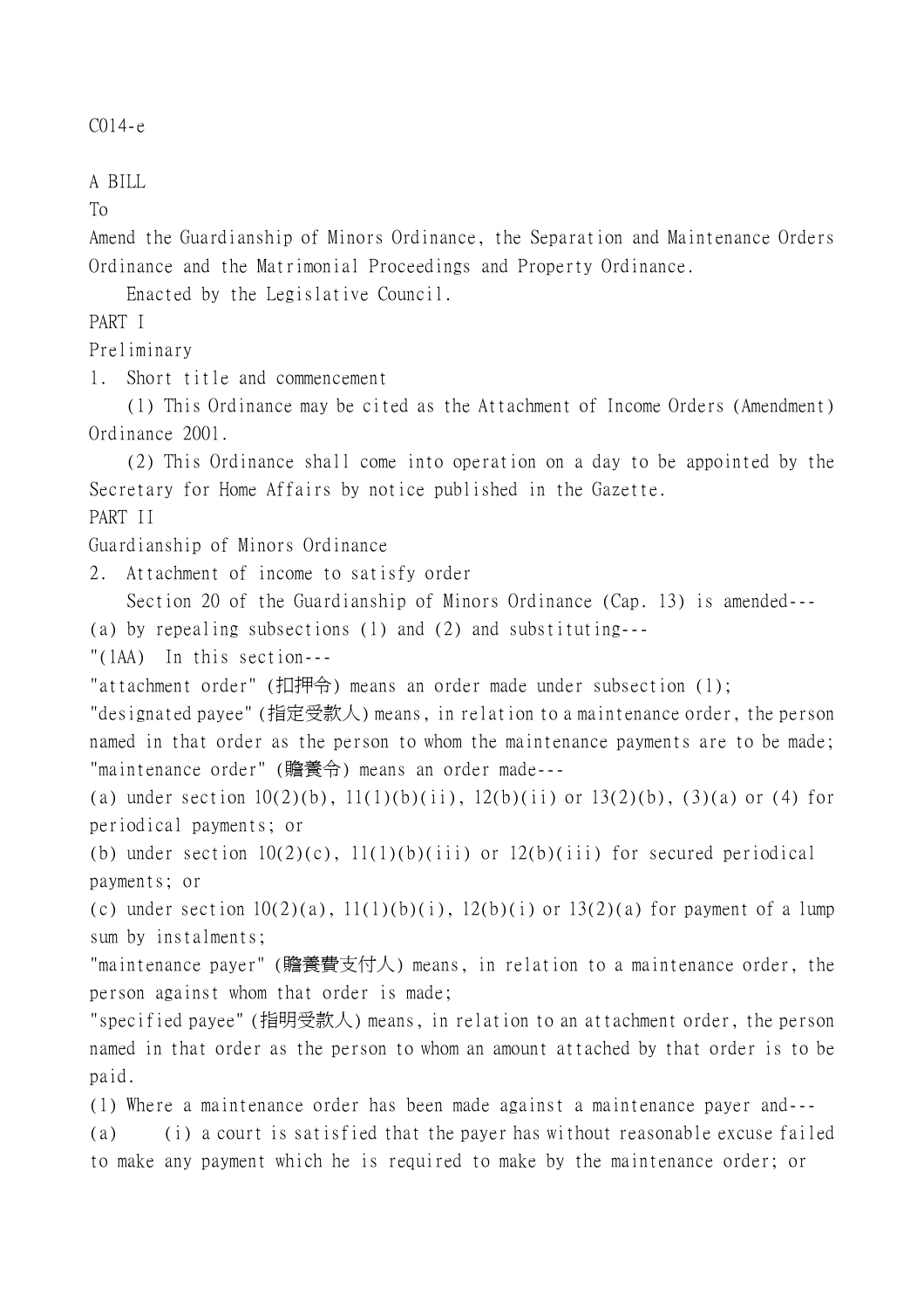C014-e

A BILL

To

Amend the Guardianship of Minors Ordinance, the Separation and Maintenance Orders Ordinance and the Matrimonial Proceedings and Property Ordinance.

Enacted by the Legislative Council.

PART I

Preliminary

1. Short title and commencement

(1) This Ordinance may be cited as the Attachment of Income Orders (Amendment) Ordinance 2001.

(2) This Ordinance shall come into operation on a day to be appointed by the Secretary for Home Affairs by notice published in the Gazette.

PART II

Guardianship of Minors Ordinance

2. Attachment of income to satisfy order

Section 20 of the Guardianship of Minors Ordinance (Cap. 13) is amended---

(a) by repealing subsections (1) and (2) and substituting---

"(1AA) In this section---

"attachment order" (扣押令) means an order made under subsection (1);

"designated payee" (指定受款人) means, in relation to a maintenance order, the person named in that order as the person to whom the maintenance payments are to be made;

"maintenance order" (贍養令) means an order made---

(a) under section 10(2)(b), 11(1)(b)(ii), 12(b)(ii) or 13(2)(b), (3)(a) or (4) for periodical payments; or

(b) under section 10(2)(c), 11(1)(b)(iii) or 12(b)(iii) for secured periodical payments; or

(c) under section 10(2)(a), 11(1)(b)(i), 12(b)(i) or 13(2)(a) for payment of a lump sum by instalments;

"maintenance payer" (贍養費支付人) means, in relation to a maintenance order, the person against whom that order is made;

"specified payee" (指明受款人) means, in relation to an attachment order, the person named in that order as the person to whom an amount attached by that order is to be paid.

(1) Where a maintenance order has been made against a maintenance payer and---

(a) (i) a court is satisfied that the payer has without reasonable excuse failed to make any payment which he is required to make by the maintenance order; or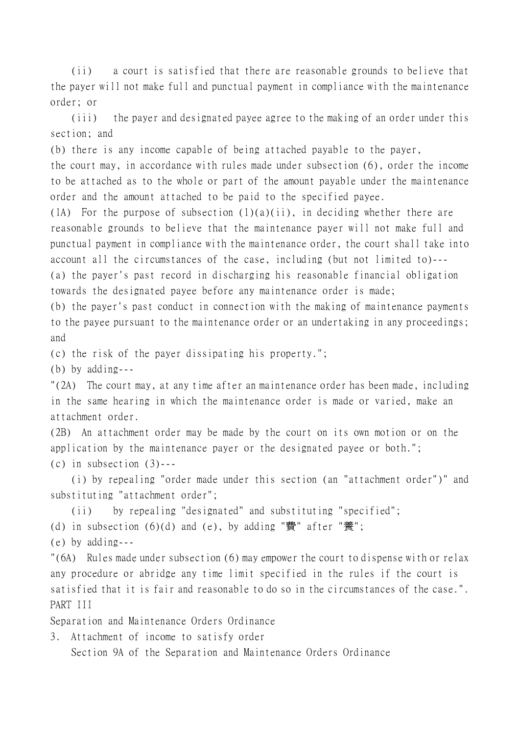(ii) a court is satisfied that there are reasonable grounds to believe that the payer will not make full and punctual payment in compliance with the maintenance order; or

(iii) the payer and designated payee agree to the making of an order under this section; and

(b) there is any income capable of being attached payable to the payer,

the court may, in accordance with rules made under subsection (6), order the income to be attached as to the whole or part of the amount payable under the maintenance order and the amount attached to be paid to the specified payee.

(1A) For the purpose of subsection (1)(a)(ii), in deciding whether there are reasonable grounds to believe that the maintenance payer will not make full and punctual payment in compliance with the maintenance order, the court shall take into account all the circumstances of the case, including (but not limited to)---

(a) the payer's past record in discharging his reasonable financial obligation towards the designated payee before any maintenance order is made;

(b) the payer's past conduct in connection with the making of maintenance payments to the payee pursuant to the maintenance order or an undertaking in any proceedings; and

(c) the risk of the payer dissipating his property.";

(b) by adding---

"(2A) The court may, at any time after an maintenance order has been made, including in the same hearing in which the maintenance order is made or varied, make an attachment order.

(2B) An attachment order may be made by the court on its own motion or on the application by the maintenance payer or the designated payee or both.";

(c) in subsection (3)---

(i) by repealing "order made under this section (an "attachment order")" and substituting "attachment order";

(ii) by repealing "designated" and substituting "specified";

(d) in subsection (6)(d) and (e), by adding "費" after "養";

(e) by adding---

"(6A) Rules made under subsection (6) may empower the court to dispense with or relax any procedure or abridge any time limit specified in the rules if the court is satisfied that it is fair and reasonable to do so in the circumstances of the case.".

PART III

Separation and Maintenance Orders Ordinance

3. Attachment of income to satisfy order

Section 9A of the Separation and Maintenance Orders Ordinance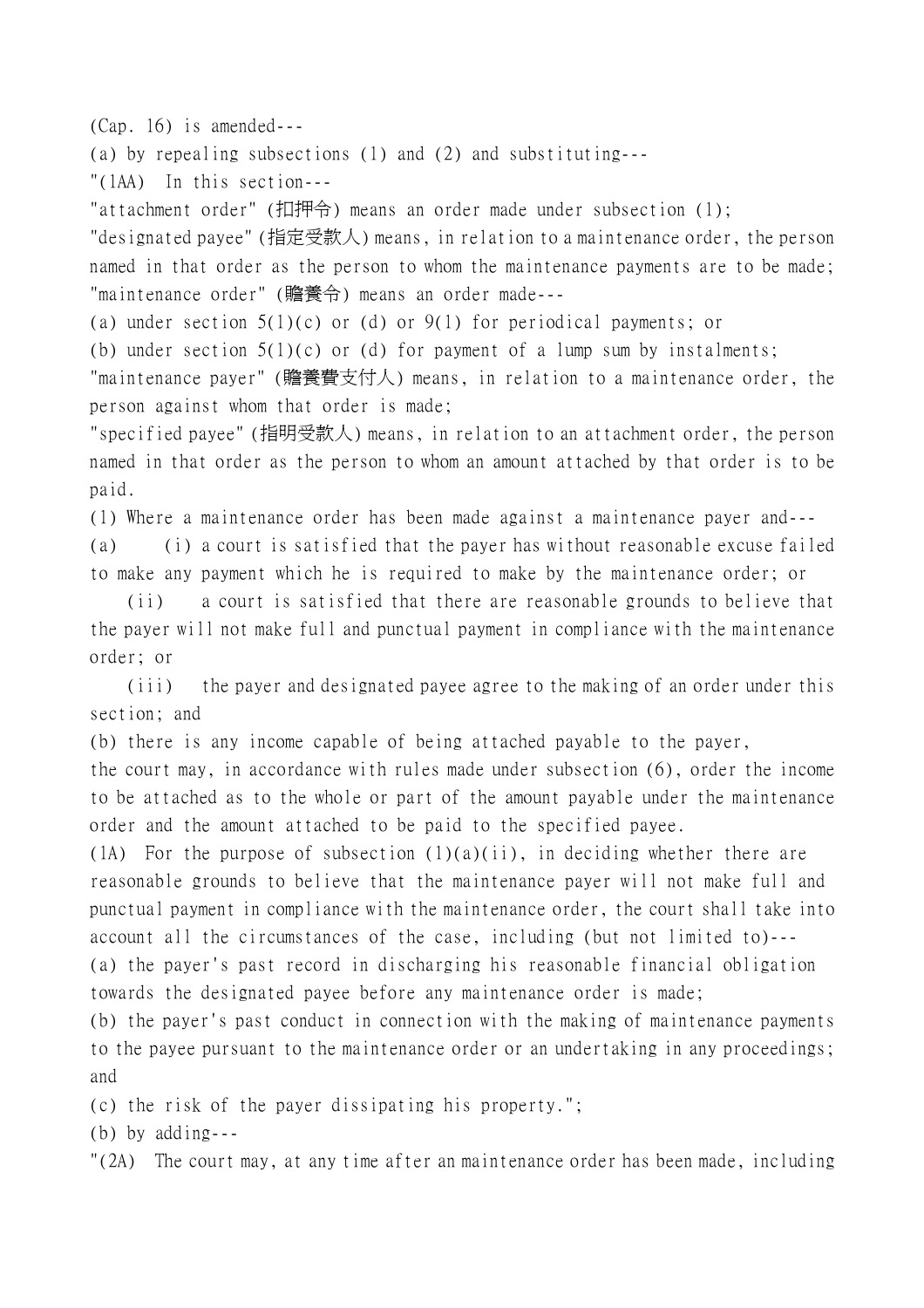(Cap. 16) is amended---

(a) by repealing subsections (1) and (2) and substituting---

"(1AA) In this section---

"attachment order" (扣押令) means an order made under subsection (1);

"designated payee" (指定受款人) means, in relation to a maintenance order, the person named in that order as the person to whom the maintenance payments are to be made;

"maintenance order" (贍養令) means an order made---

(a) under section 5(1)(c) or (d) or 9(1) for periodical payments; or

(b) under section 5(1)(c) or (d) for payment of a lump sum by instalments;

"maintenance payer" (贍養費支付人) means, in relation to a maintenance order, the person against whom that order is made;

"specified payee" (指明受款人) means, in relation to an attachment order, the person named in that order as the person to whom an amount attached by that order is to be paid.

(1) Where a maintenance order has been made against a maintenance payer and---

(a) (i) a court is satisfied that the payer has without reasonable excuse failed to make any payment which he is required to make by the maintenance order; or

(ii) a court is satisfied that there are reasonable grounds to believe that the payer will not make full and punctual payment in compliance with the maintenance order; or

(iii) the payer and designated payee agree to the making of an order under this section; and

(b) there is any income capable of being attached payable to the payer,

the court may, in accordance with rules made under subsection (6), order the income to be attached as to the whole or part of the amount payable under the maintenance order and the amount attached to be paid to the specified payee.

(1A) For the purpose of subsection (1)(a)(ii), in deciding whether there are reasonable grounds to believe that the maintenance payer will not make full and punctual payment in compliance with the maintenance order, the court shall take into account all the circumstances of the case, including (but not limited to)---

(a) the payer's past record in discharging his reasonable financial obligation towards the designated payee before any maintenance order is made;

(b) the payer's past conduct in connection with the making of maintenance payments to the payee pursuant to the maintenance order or an undertaking in any proceedings; and

(c) the risk of the payer dissipating his property.";

(b) by adding---

"(2A) The court may, at any time after an maintenance order has been made, including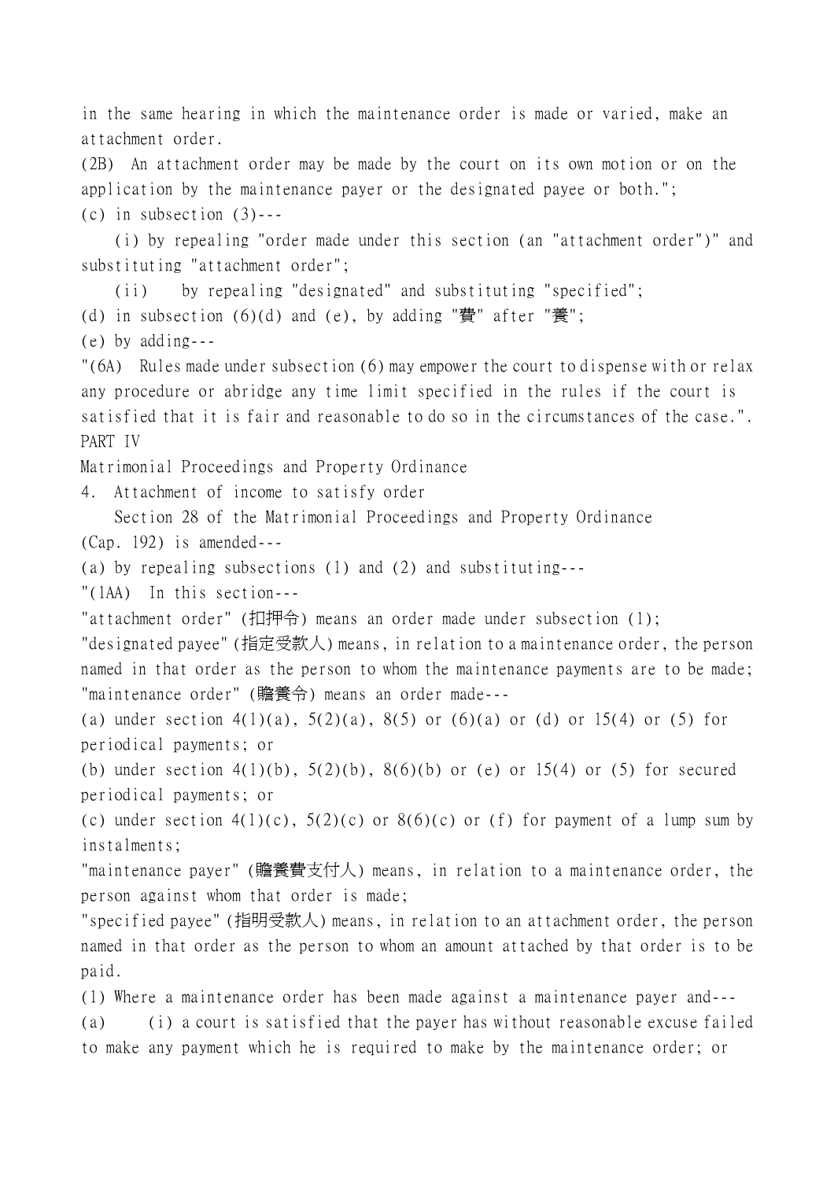in the same hearing in which the maintenance order is made or varied, make an attachment order.

(2B) An attachment order may be made by the court on its own motion or on the application by the maintenance payer or the designated payee or both.";

(c) in subsection (3)---

(i) by repealing "order made under this section (an "attachment order")" and substituting "attachment order";

(ii) by repealing "designated" and substituting "specified";

(d) in subsection (6)(d) and (e), by adding "費" after "養";

(e) by adding---

"(6A) Rules made under subsection (6) may empower the court to dispense with or relax any procedure or abridge any time limit specified in the rules if the court is satisfied that it is fair and reasonable to do so in the circumstances of the case.".

PART IV

Matrimonial Proceedings and Property Ordinance

4. Attachment of income to satisfy order

Section 28 of the Matrimonial Proceedings and Property Ordinance (Cap. 192) is amended---

(a) by repealing subsections (1) and (2) and substituting---

"(1AA) In this section---

"attachment order" (扣押令) means an order made under subsection (1);

"designated payee" (指定受款人) means, in relation to a maintenance order, the person named in that order as the person to whom the maintenance payments are to be made;

"maintenance order" (贍養令) means an order made---

(a) under section 4(1)(a), 5(2)(a), 8(5) or (6)(a) or (d) or 15(4) or (5) for periodical payments; or

(b) under section 4(1)(b), 5(2)(b), 8(6)(b) or (e) or 15(4) or (5) for secured periodical payments; or

(c) under section 4(1)(c), 5(2)(c) or 8(6)(c) or (f) for payment of a lump sum by instalments;

"maintenance payer" (贍養費支付人) means, in relation to a maintenance order, the person against whom that order is made;

"specified payee" (指明受款人) means, in relation to an attachment order, the person named in that order as the person to whom an amount attached by that order is to be paid.

(1) Where a maintenance order has been made against a maintenance payer and---

(a) (i) a court is satisfied that the payer has without reasonable excuse failed to make any payment which he is required to make by the maintenance order; or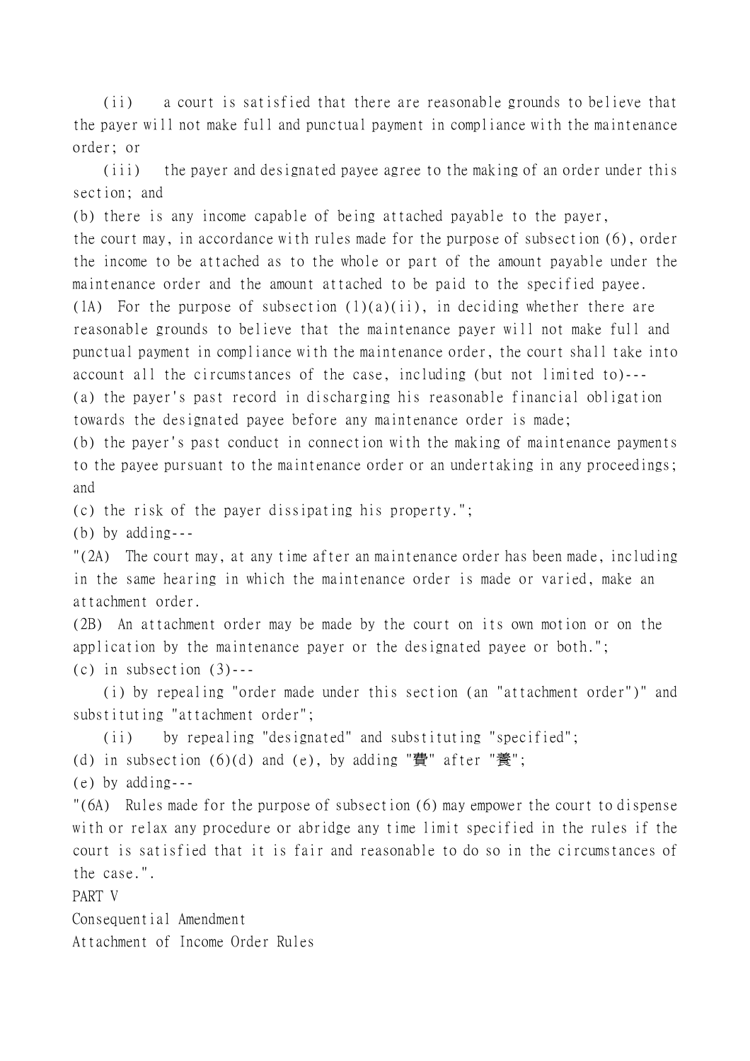(ii) a court is satisfied that there are reasonable grounds to believe that the payer will not make full and punctual payment in compliance with the maintenance order; or

(iii) the payer and designated payee agree to the making of an order under this section; and

(b) there is any income capable of being attached payable to the payer,

the court may, in accordance with rules made for the purpose of subsection (6), order the income to be attached as to the whole or part of the amount payable under the maintenance order and the amount attached to be paid to the specified payee.

(1A) For the purpose of subsection (1)(a)(ii), in deciding whether there are reasonable grounds to believe that the maintenance payer will not make full and punctual payment in compliance with the maintenance order, the court shall take into account all the circumstances of the case, including (but not limited to)---

(a) the payer's past record in discharging his reasonable financial obligation towards the designated payee before any maintenance order is made;

(b) the payer's past conduct in connection with the making of maintenance payments to the payee pursuant to the maintenance order or an undertaking in any proceedings; and

(c) the risk of the payer dissipating his property.";

(b) by adding---

"(2A) The court may, at any time after an maintenance order has been made, including in the same hearing in which the maintenance order is made or varied, make an attachment order.

(2B) An attachment order may be made by the court on its own motion or on the application by the maintenance payer or the designated payee or both.";

(c) in subsection (3)---

(i) by repealing "order made under this section (an "attachment order")" and substituting "attachment order";

(ii) by repealing "designated" and substituting "specified";

(d) in subsection (6)(d) and (e), by adding "費" after "養";

(e) by adding---

"(6A) Rules made for the purpose of subsection (6) may empower the court to dispense with or relax any procedure or abridge any time limit specified in the rules if the court is satisfied that it is fair and reasonable to do so in the circumstances of the case.".

PART V

Consequential Amendment

Attachment of Income Order Rules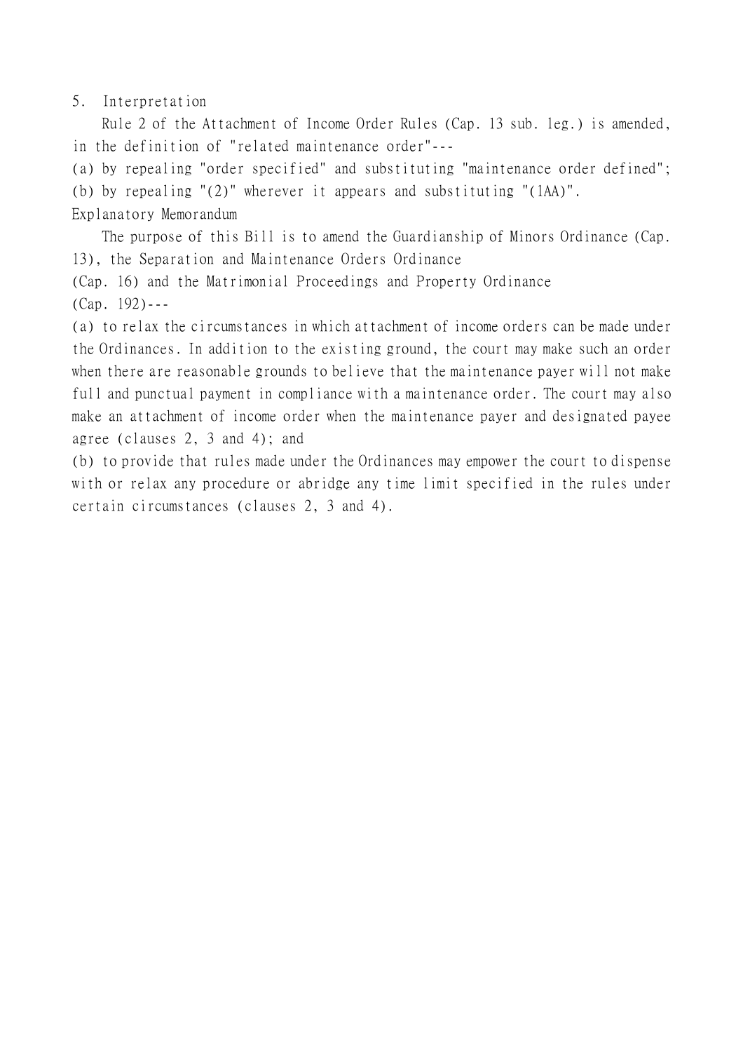5. Interpretation

Rule 2 of the Attachment of Income Order Rules (Cap. 13 sub. leg.) is amended, in the definition of "related maintenance order"---

(a) by repealing "order specified" and substituting "maintenance order defined";

(b) by repealing "(2)" wherever it appears and substituting "(1AA)".

Explanatory Memorandum

The purpose of this Bill is to amend the Guardianship of Minors Ordinance (Cap. 13), the Separation and Maintenance Orders Ordinance (Cap. 16) and the Matrimonial Proceedings and Property Ordinance (Cap. 192)---

(a) to relax the circumstances in which attachment of income orders can be made under the Ordinances. In addition to the existing ground, the court may make such an order when there are reasonable grounds to believe that the maintenance payer will not make full and punctual payment in compliance with a maintenance order. The court may also make an attachment of income order when the maintenance payer and designated payee agree (clauses 2, 3 and 4); and

(b) to provide that rules made under the Ordinances may empower the court to dispense with or relax any procedure or abridge any time limit specified in the rules under certain circumstances (clauses 2, 3 and 4).